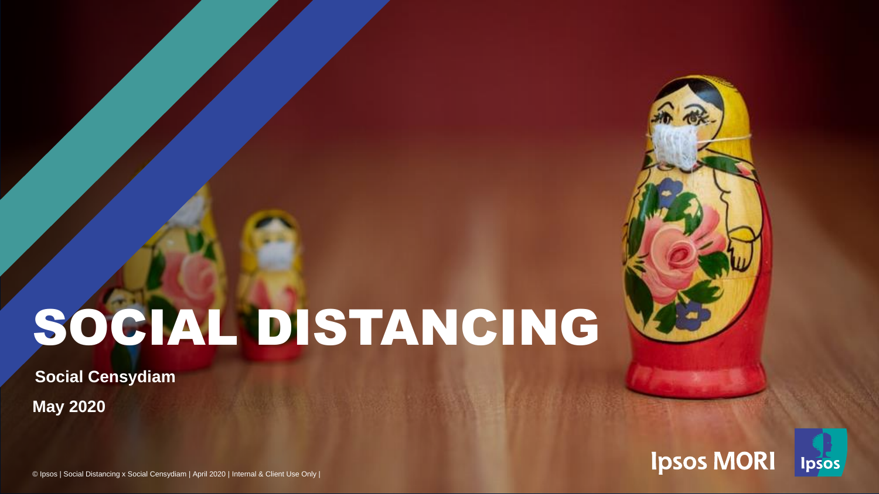# SOCIAL DISTANCING

**Social Censydiam**

**May 2020**

© Ipsos | Social Distancing x Social Censydiam | April 2020 | Internal & Client Use Only |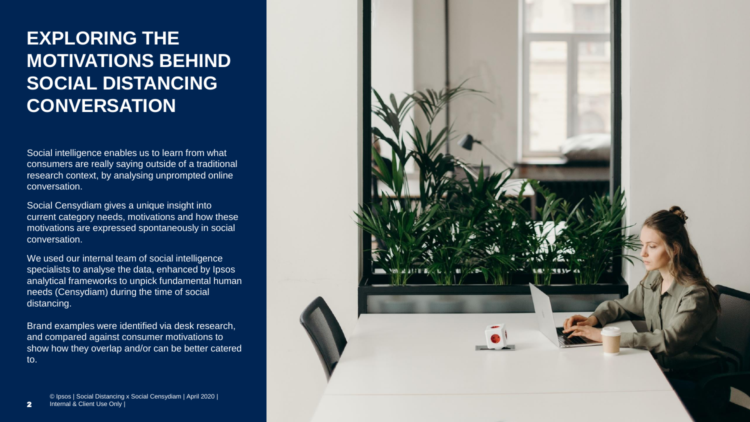# EXPLORING THE MOTIVATIONS BEHIND SOCIAL DISTANCING CONVERSATION

Social intelligence enables us to learn from what consumers are really saying outside of a traditional research context, by analysing unprompted online conversation.

Social Censydiam gives a unique insight into current category needs, motivations and how these motivations are expressed spontaneously in social conversation.

We used our internal team of social intelligence specialists to analyse the data, enhanced by Ipsos analytical frameworks to unpick fundamental human needs (Censydiam) during the time of social distancing.

Brand examples were identified via desk research, and compared against consumer motivations to show how they overlap and/or can be better catered to.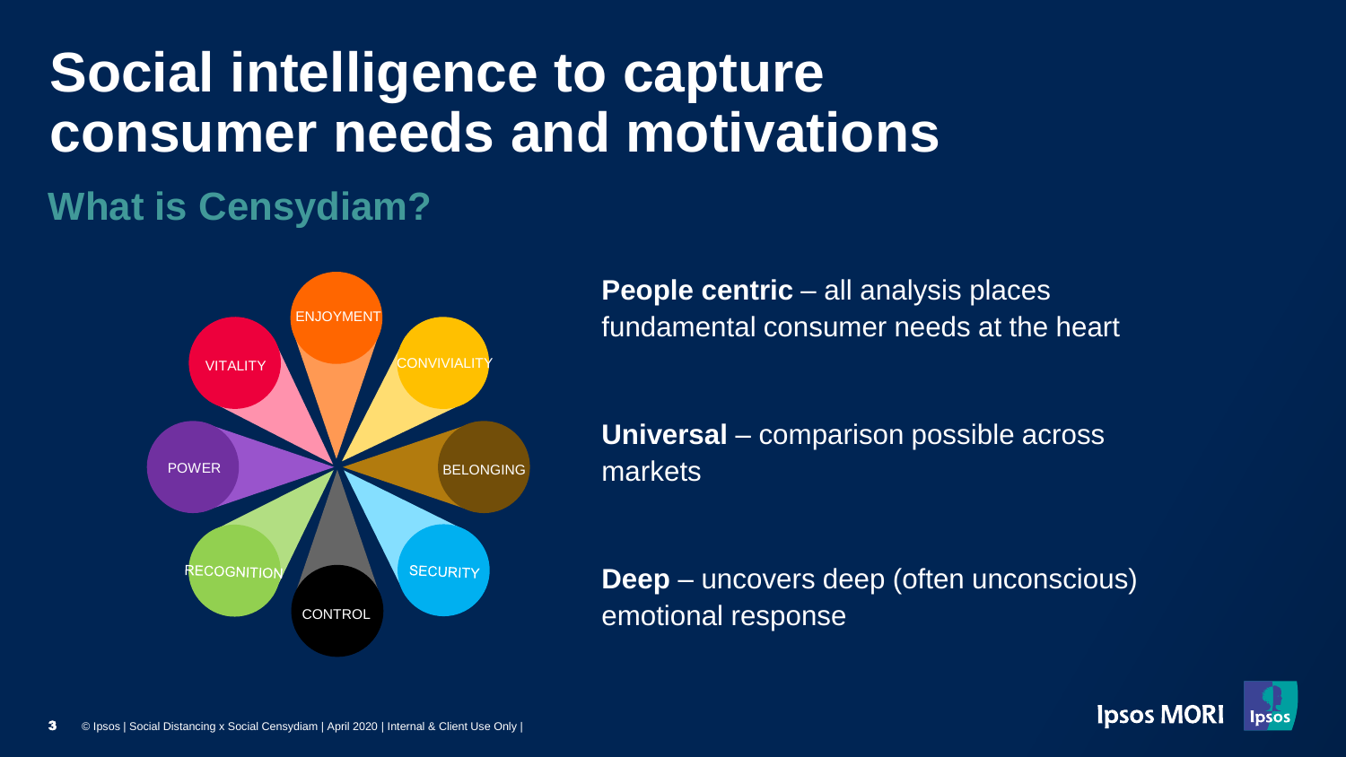# Social intelligence to capture consumer needs and motivations

## What is Censydiam?

ENJOYMENT

CONVIVIALITY

BELONGING

SECURITY

CONTROL

RECOGNITION

POWER

VITALITY

**People centric** – all analysis places fundamental consumer needs at the heart

**Universal** – comparison possible across markets

**Deep** – uncovers deep (often unconscious) emotional response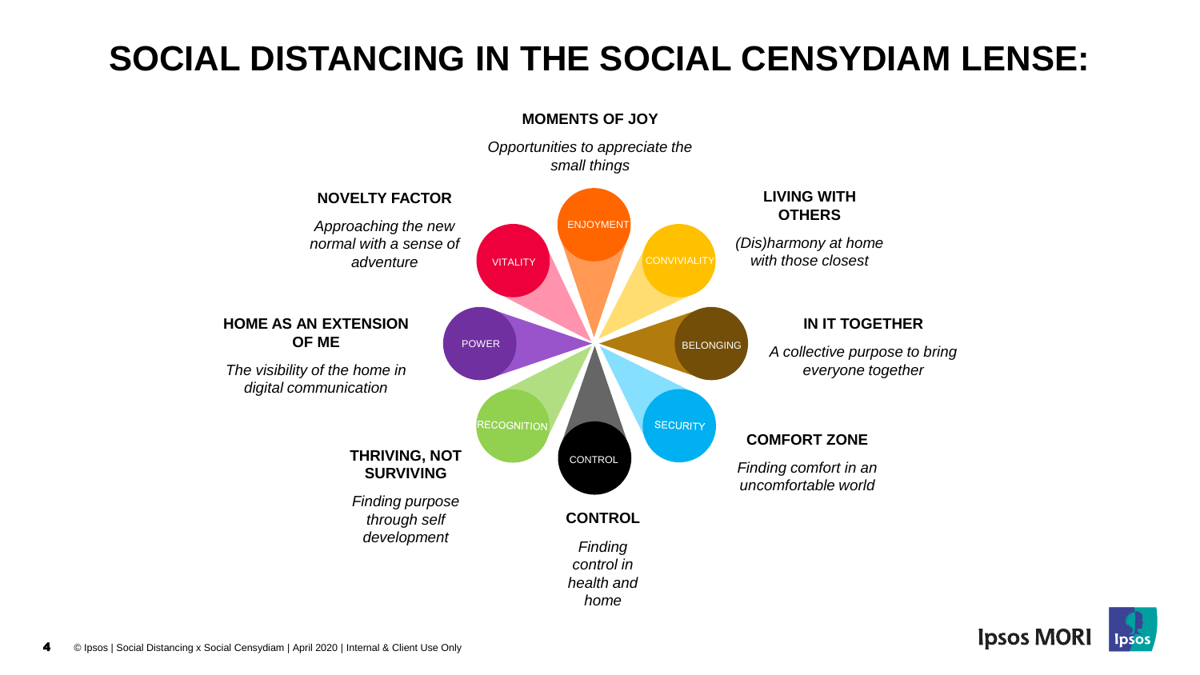# SOCIAL DISTANCING IN THE SOCIAL CENSYDIAM LENSE:

**MOMENTS OF JOY**

*Opportunities to appreciate the small things*

ENJOYMENT

**LIVING WITH OTHERS**

*(Dis)harmony at home with those closest*

CONVIVIALITY

**IN IT TOGETHER**

*A collective purpose to bring everyone together*

BELONGING

**COMFORT ZONE**

*Finding comfort in an uncomfortable world*

SECURITY

**CONTROL**

*Finding control in health and home*

CONTROL

**THRIVING, NOT SURVIVING**

*Finding purpose through self development*

RECOGNITION

**HOME AS AN EXTENSION OF ME**

*The visibility of the home in digital communication*

POWER

**NOVELTY FACTOR**

*Approaching the new normal with a sense of adventure*

VITALITY

© Ipsos | Social Distancing x Social Censydiam | April 2020 | Internal & Client Use Only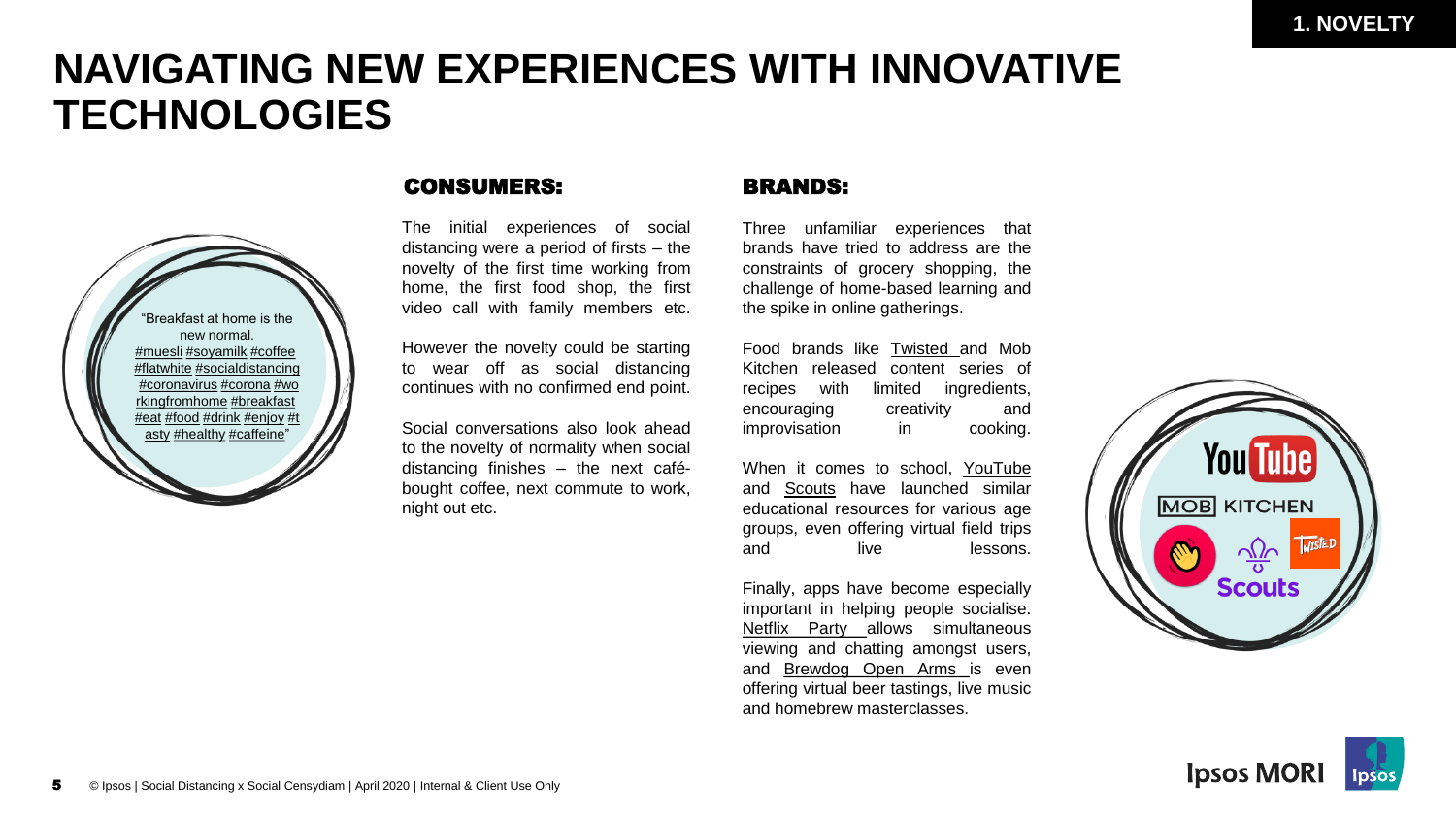# NAVIGATING NEW EXPERIENCES WITH INNOVATIVE TECHNOLOGIES

1. NOVELTY

"Breakfast at home is the new normal. #muesli #soyamilk #coffee #flatwhite #socialdistancing #coronavirus #corona #workingfromhome #breakfast #eat #food #drink #enjoy #tasty #healthy #caffeine"

## CONSUMERS:

The initial experiences of social distancing were a period of firsts – the novelty of the first time working from home, the first food shop, the first video call with family members etc.

However the novelty could be starting to wear off as social distancing continues with no confirmed end point.

Social conversations also look ahead to the novelty of normality when social distancing finishes – the next café-bought coffee, next commute to work, night out etc.

## BRANDS:

Three unfamiliar experiences that brands have tried to address are the constraints of grocery shopping, the challenge of home-based learning and the spike in online gatherings.

Food brands like Twisted and Mob Kitchen released content series of recipes with limited ingredients, encouraging creativity and improvisation in cooking.

When it comes to school, YouTube and Scouts have launched similar educational resources for various age groups, even offering virtual field trips and live lessons.

Finally, apps have become especially important in helping people socialise. Netflix Party allows simultaneous viewing and chatting amongst users, and Brewdog Open Arms is even offering virtual beer tastings, live music and homebrew masterclasses.

© Ipsos | Social Distancing x Social Censydiam | April 2020 | Internal & Client Use Only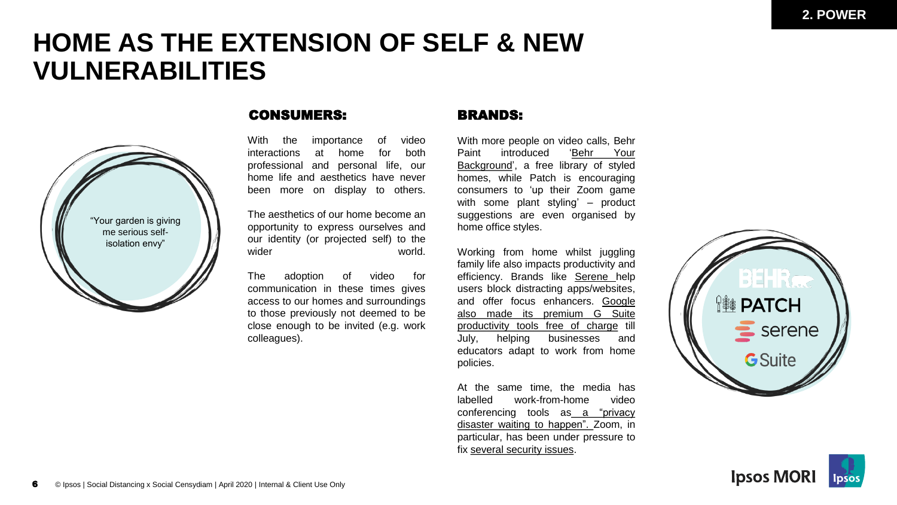2. POWER

# HOME AS THE EXTENSION OF SELF & NEW VULNERABILITIES

"Your garden is giving me serious self-isolation envy"

## CONSUMERS:

With the importance of video interactions at home for both professional and personal life, our home life and aesthetics have never been more on display to others.

The aesthetics of our home become an opportunity to express ourselves and our identity (or projected self) to the wider world.

The adoption of video for communication in these times gives access to our homes and surroundings to those previously not deemed to be close enough to be invited (e.g. work colleagues).

## BRANDS:

With more people on video calls, Behr Paint introduced 'Behr Your Background', a free library of styled homes, while Patch is encouraging consumers to 'up their Zoom game with some plant styling' – product suggestions are even organised by home office styles.

Working from home whilst juggling family life also impacts productivity and efficiency. Brands like Serene help users block distracting apps/websites, and offer focus enhancers. Google also made its premium G Suite productivity tools free of charge till July, helping businesses and educators adapt to work from home policies.

At the same time, the media has labelled work-from-home video conferencing tools as a "privacy disaster waiting to happen". Zoom, in particular, has been under pressure to fix several security issues.

BEHR
PATCH
serene
G Suite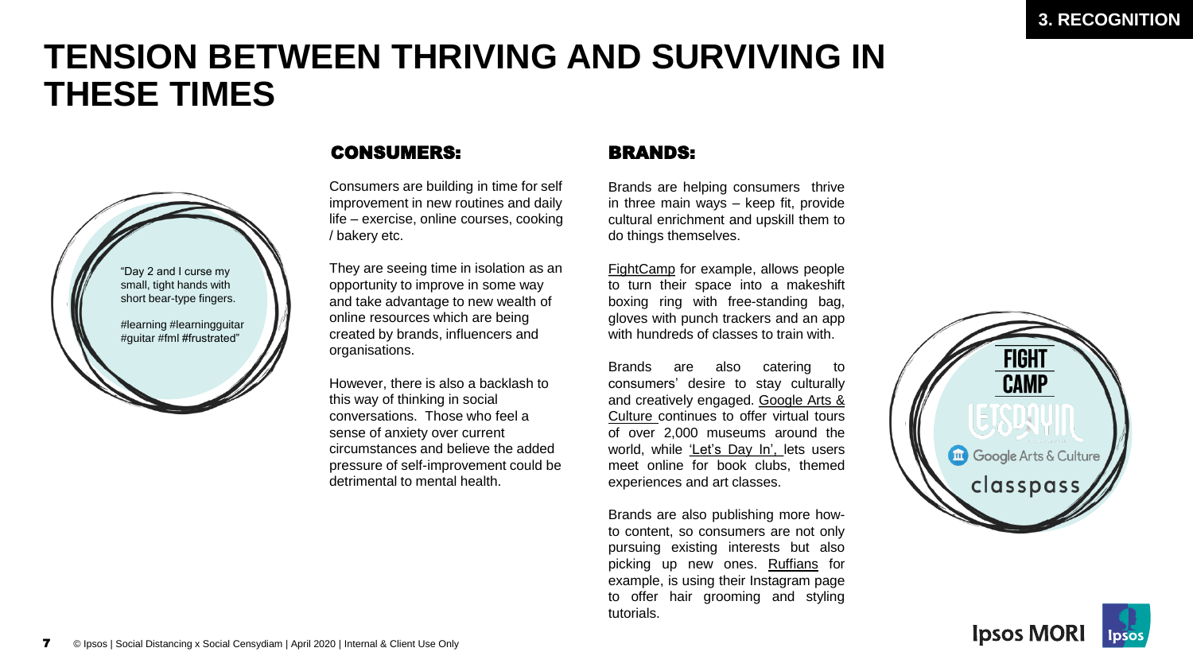3. RECOGNITION

# TENSION BETWEEN THRIVING AND SURVIVING IN THESE TIMES

"Day 2 and I curse my small, tight hands with short bear-type fingers.

#learning #learningguitar #guitar #fml #frustrated"

## CONSUMERS:

Consumers are building in time for self improvement in new routines and daily life – exercise, online courses, cooking / bakery etc.

They are seeing time in isolation as an opportunity to improve in some way and take advantage to new wealth of online resources which are being created by brands, influencers and organisations.

However, there is also a backlash to this way of thinking in social conversations. Those who feel a sense of anxiety over current circumstances and believe the added pressure of self-improvement could be detrimental to mental health.

## BRANDS:

Brands are helping consumers thrive in three main ways – keep fit, provide cultural enrichment and upskill them to do things themselves.

FightCamp for example, allows people to turn their space into a makeshift boxing ring with free-standing bag, gloves with punch trackers and an app with hundreds of classes to train with.

Brands are also catering to consumers' desire to stay culturally and creatively engaged. Google Arts & Culture continues to offer virtual tours of over 2,000 museums around the world, while 'Let's Day In', lets users meet online for book clubs, themed experiences and art classes.

Brands are also publishing more how-to content, so consumers are not only pursuing existing interests but also picking up new ones. Ruffians for example, is using their Instagram page to offer hair grooming and styling tutorials.

FIGHT CAMP

LETSDAYIN

Google Arts & Culture

classpass

© Ipsos | Social Distancing x Social Censydiam | April 2020 | Internal & Client Use Only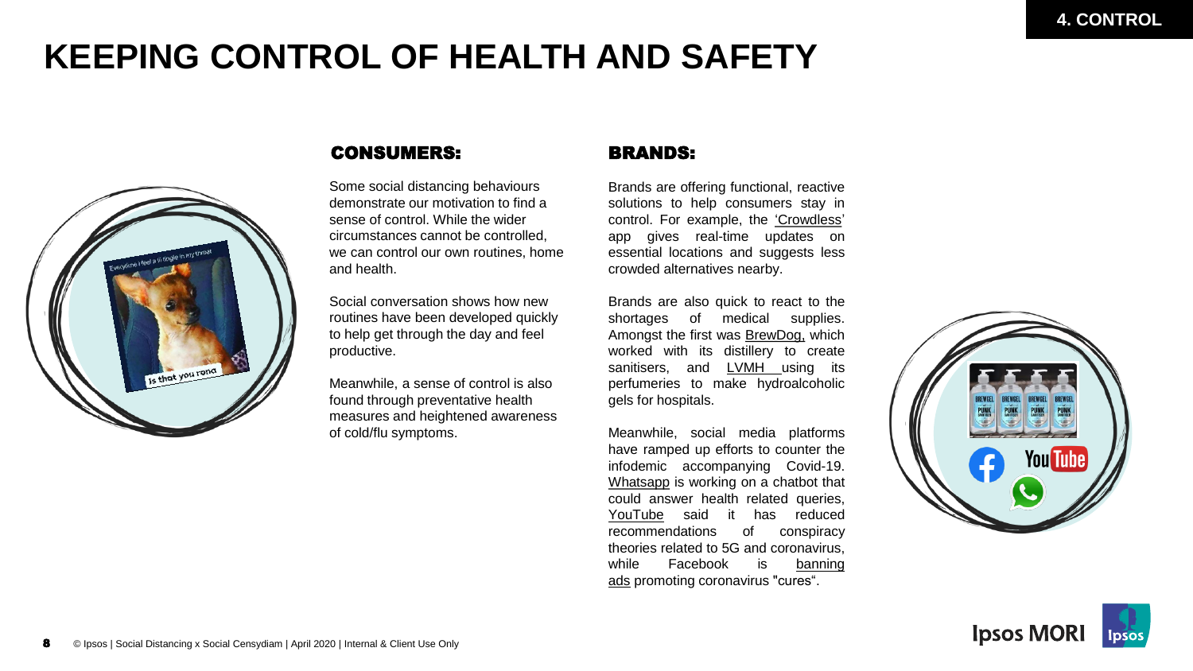4. CONTROL

# KEEPING CONTROL OF HEALTH AND SAFETY

## CONSUMERS:

Some social distancing behaviours demonstrate our motivation to find a sense of control. While the wider circumstances cannot be controlled, we can control our own routines, home and health.

Social conversation shows how new routines have been developed quickly to help get through the day and feel productive.

Meanwhile, a sense of control is also found through preventative health measures and heightened awareness of cold/flu symptoms.

## BRANDS:

Brands are offering functional, reactive solutions to help consumers stay in control. For example, the 'Crowdless' app gives real-time updates on essential locations and suggests less crowded alternatives nearby.

Brands are also quick to react to the shortages of medical supplies. Amongst the first was BrewDog, which worked with its distillery to create sanitisers, and LVMH using its perfumeries to make hydroalcoholic gels for hospitals.

Meanwhile, social media platforms have ramped up efforts to counter the infodemic accompanying Covid-19. Whatsapp is working on a chatbot that could answer health related queries, YouTube said it has reduced recommendations of conspiracy theories related to 5G and coronavirus, while Facebook is banning ads promoting coronavirus "cures".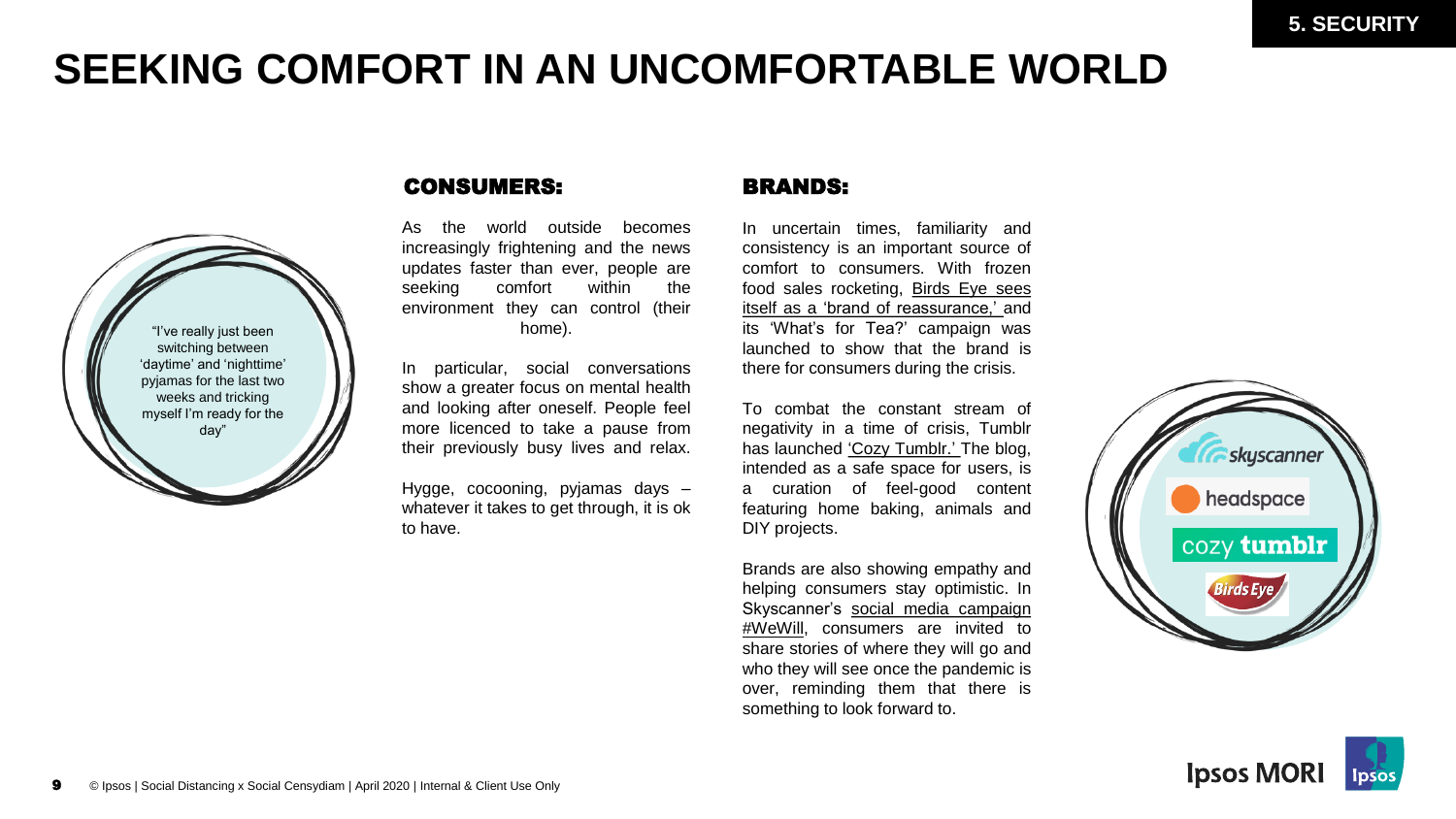5. SECURITY

# SEEKING COMFORT IN AN UNCOMFORTABLE WORLD

"I've really just been switching between 'daytime' and 'nighttime' pyjamas for the last two weeks and tricking myself I'm ready for the day"

## CONSUMERS:

As the world outside becomes increasingly frightening and the news updates faster than ever, people are seeking comfort within the environment they can control (their home).

In particular, social conversations show a greater focus on mental health and looking after oneself. People feel more licenced to take a pause from their previously busy lives and relax.

Hygge, cocooning, pyjamas days – whatever it takes to get through, it is ok to have.

## BRANDS:

In uncertain times, familiarity and consistency is an important source of comfort to consumers. With frozen food sales rocketing, Birds Eye sees itself as a 'brand of reassurance,' and its 'What's for Tea?' campaign was launched to show that the brand is there for consumers during the crisis.

To combat the constant stream of negativity in a time of crisis, Tumblr has launched 'Cozy Tumblr.' The blog, intended as a safe space for users, is a curation of feel-good content featuring home baking, animals and DIY projects.

Brands are also showing empathy and helping consumers stay optimistic. In Skyscanner's social media campaign #WeWill, consumers are invited to share stories of where they will go and who they will see once the pandemic is over, reminding them that there is something to look forward to.

skyscanner

headspace

cozy tumblr

Birds Eye

© Ipsos | Social Distancing x Social Censydiam | April 2020 | Internal & Client Use Only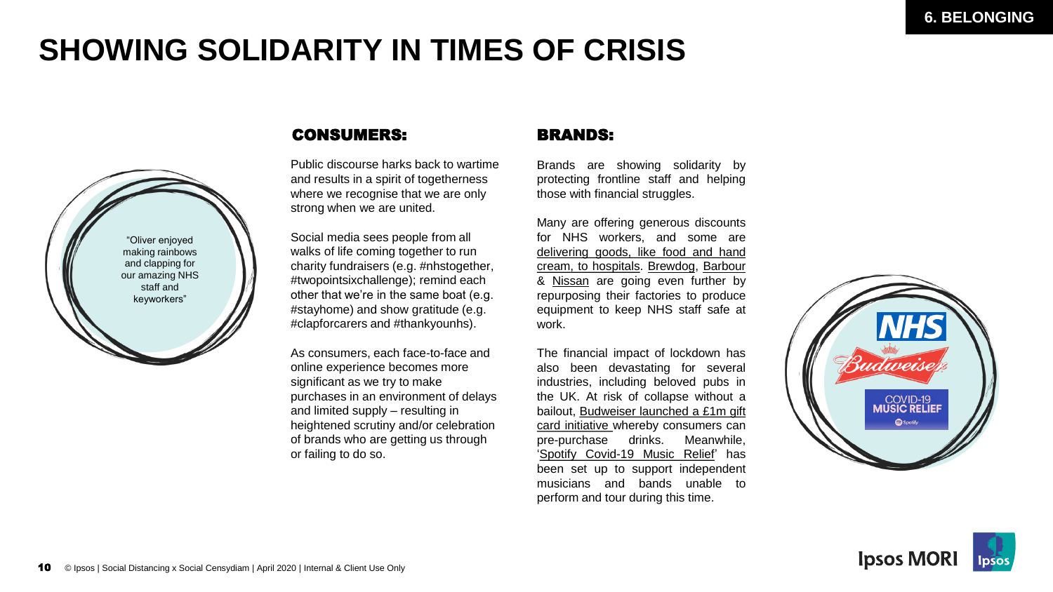# SHOWING SOLIDARITY IN TIMES OF CRISIS

6. BELONGING

"Oliver enjoyed making rainbows and clapping for our amazing NHS staff and keyworkers"

## CONSUMERS:

Public discourse harks back to wartime and results in a spirit of togetherness where we recognise that we are only strong when we are united.

Social media sees people from all walks of life coming together to run charity fundraisers (e.g. #nhstogether, #twopointsixchallenge); remind each other that we're in the same boat (e.g. #stayhome) and show gratitude (e.g. #clapforcarers and #thankyounhs).

As consumers, each face-to-face and online experience becomes more significant as we try to make purchases in an environment of delays and limited supply – resulting in heightened scrutiny and/or celebration of brands who are getting us through or failing to do so.

## BRANDS:

Brands are showing solidarity by protecting frontline staff and helping those with financial struggles.

Many are offering generous discounts for NHS workers, and some are delivering goods, like food and hand cream, to hospitals. Brewdog, Barbour & Nissan are going even further by repurposing their factories to produce equipment to keep NHS staff safe at work.

The financial impact of lockdown has also been devastating for several industries, including beloved pubs in the UK. At risk of collapse without a bailout, Budweiser launched a £1m gift card initiative whereby consumers can pre-purchase drinks. Meanwhile, 'Spotify Covid-19 Music Relief' has been set up to support independent musicians and bands unable to perform and tour during this time.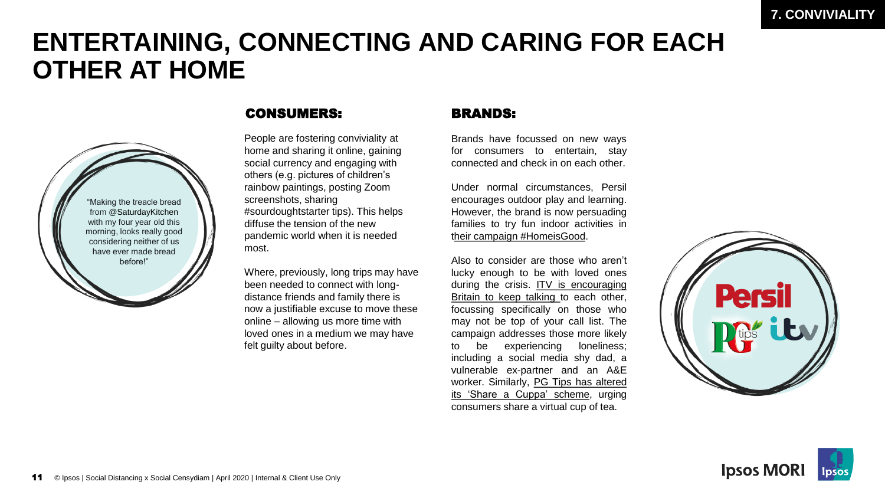7. CONVIVIALITY

# ENTERTAINING, CONNECTING AND CARING FOR EACH OTHER AT HOME

"Making the treacle bread from @SaturdayKitchen with my four year old this morning, looks really good considering neither of us have ever made bread before!"

## CONSUMERS:

People are fostering conviviality at home and sharing it online, gaining social currency and engaging with others (e.g. pictures of children's rainbow paintings, posting Zoom screenshots, sharing #sourdoughtstarter tips). This helps diffuse the tension of the new pandemic world when it is needed most.

Where, previously, long trips may have been needed to connect with long-distance friends and family there is now a justifiable excuse to move these online – allowing us more time with loved ones in a medium we may have felt guilty about before.

## BRANDS:

Brands have focussed on new ways for consumers to entertain, stay connected and check in on each other.

Under normal circumstances, Persil encourages outdoor play and learning. However, the brand is now persuading families to try fun indoor activities in their campaign #HomeisGood.

Also to consider are those who aren't lucky enough to be with loved ones during the crisis. ITV is encouraging Britain to keep talking to each other, focussing specifically on those who may not be top of your call list. The campaign addresses those more likely to be experiencing loneliness; including a social media shy dad, a vulnerable ex-partner and an A&E worker. Similarly, PG Tips has altered its 'Share a Cuppa' scheme, urging consumers share a virtual cup of tea.

Persil | PG tips | itv

© Ipsos | Social Distancing x Social Censydiam | April 2020 | Internal & Client Use Only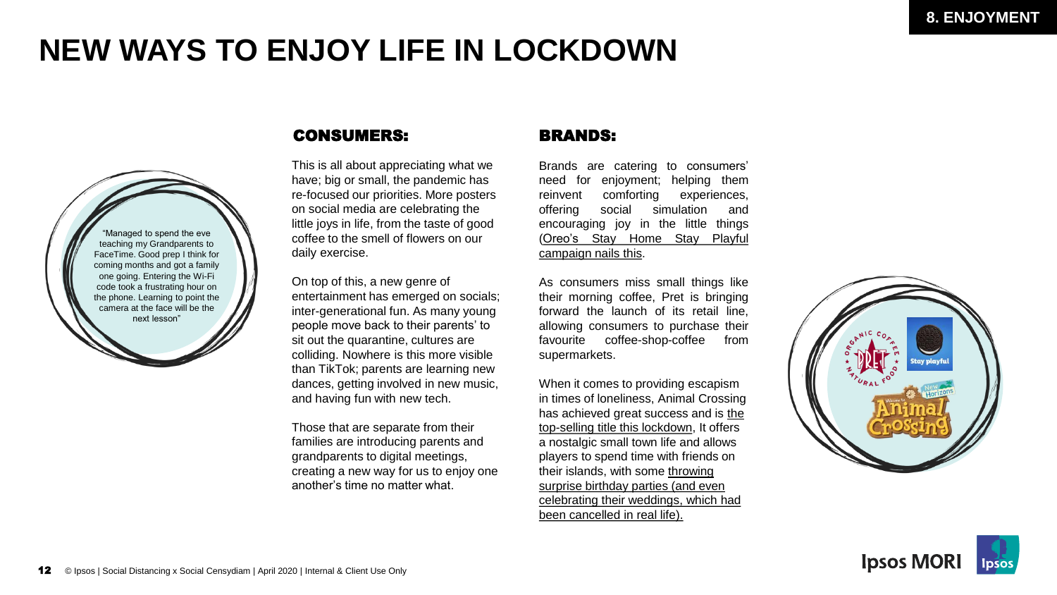# NEW WAYS TO ENJOY LIFE IN LOCKDOWN

"Managed to spend the eve teaching my Grandparents to FaceTime. Good prep I think for coming months and got a family one going. Entering the Wi-Fi code took a frustrating hour on the phone. Learning to point the camera at the face will be the next lesson"

## CONSUMERS:

This is all about appreciating what we have; big or small, the pandemic has re-focused our priorities. More posters on social media are celebrating the little joys in life, from the taste of good coffee to the smell of flowers on our daily exercise.

On top of this, a new genre of entertainment has emerged on socials; inter-generational fun. As many young people move back to their parents' to sit out the quarantine, cultures are colliding. Nowhere is this more visible than TikTok; parents are learning new dances, getting involved in new music, and having fun with new tech.

Those that are separate from their families are introducing parents and grandparents to digital meetings, creating a new way for us to enjoy one another's time no matter what.

## BRANDS:

Brands are catering to consumers' need for enjoyment; helping them reinvent comforting experiences, offering social simulation and encouraging joy in the little things (Oreo's Stay Home Stay Playful campaign nails this.

As consumers miss small things like their morning coffee, Pret is bringing forward the launch of its retail line, allowing consumers to purchase their favourite coffee-shop-coffee from supermarkets.

When it comes to providing escapism in times of loneliness, Animal Crossing has achieved great success and is the top-selling title this lockdown, It offers a nostalgic small town life and allows players to spend time with friends on their islands, with some throwing surprise birthday parties (and even celebrating their weddings, which had been cancelled in real life).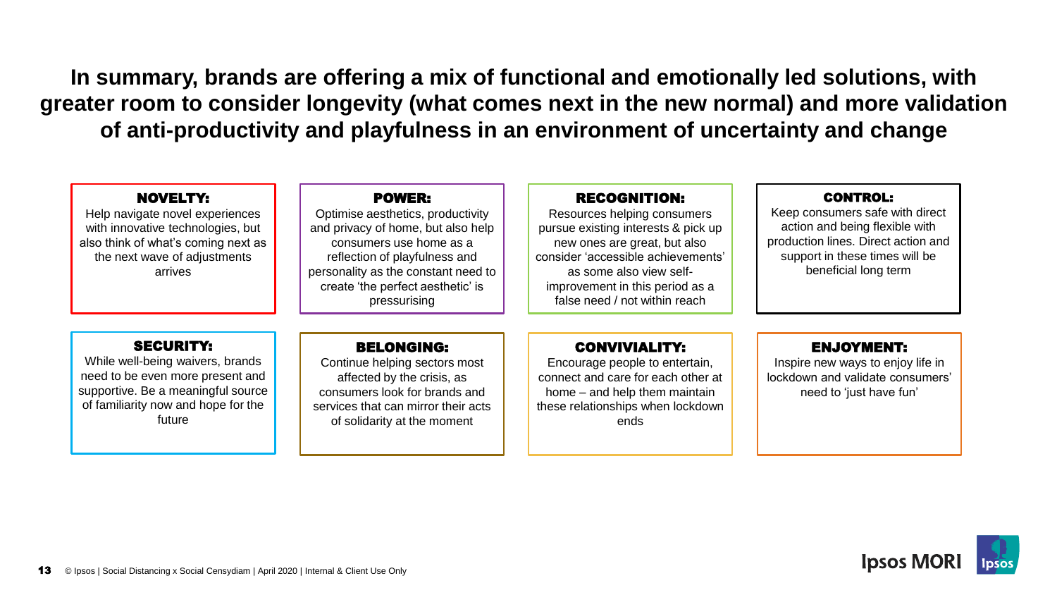# In summary, brands are offering a mix of functional and emotionally led solutions, with greater room to consider longevity (what comes next in the new normal) and more validation of anti-productivity and playfulness in an environment of uncertainty and change

**NOVELTY:**
Help navigate novel experiences with innovative technologies, but also think of what's coming next as the next wave of adjustments arrives

**POWER:**
Optimise aesthetics, productivity and privacy of home, but also help consumers use home as a reflection of playfulness and personality as the constant need to create 'the perfect aesthetic' is pressurising

**RECOGNITION:**
Resources helping consumers pursue existing interests & pick up new ones are great, but also consider 'accessible achievements' as some also view self-improvement in this period as a false need / not within reach

**CONTROL:**
Keep consumers safe with direct action and being flexible with production lines. Direct action and support in these times will be beneficial long term

**SECURITY:**
While well-being waivers, brands need to be even more present and supportive. Be a meaningful source of familiarity now and hope for the future

**BELONGING:**
Continue helping sectors most affected by the crisis, as consumers look for brands and services that can mirror their acts of solidarity at the moment

**CONVIVIALITY:**
Encourage people to entertain, connect and care for each other at home – and help them maintain these relationships when lockdown ends

**ENJOYMENT:**
Inspire new ways to enjoy life in lockdown and validate consumers' need to 'just have fun'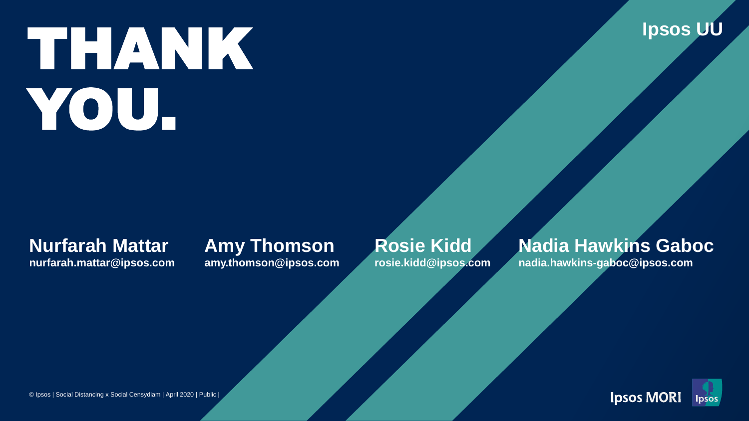Ipsos UU

# THANK YOU.

**Nurfarah Mattar**
**nurfarah.mattar@ipsos.com**

**Amy Thomson**
**amy.thomson@ipsos.com**

**Rosie Kidd**
**rosie.kidd@ipsos.com**

**Nadia Hawkins Gaboc**
**nadia.hawkins-gaboc@ipsos.com**

© Ipsos | Social Distancing x Social Censydiam | April 2020 | Public |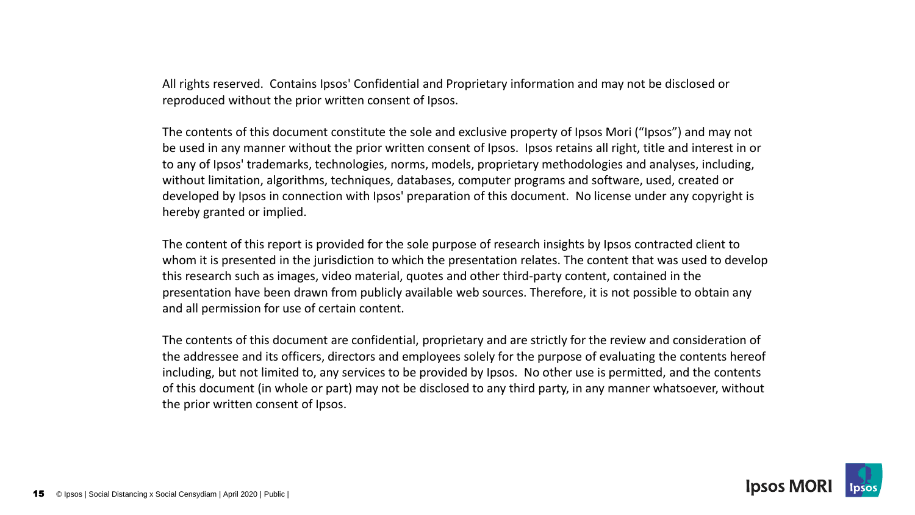All rights reserved. Contains Ipsos' Confidential and Proprietary information and may not be disclosed or reproduced without the prior written consent of Ipsos.

The contents of this document constitute the sole and exclusive property of Ipsos Mori ("Ipsos") and may not be used in any manner without the prior written consent of Ipsos. Ipsos retains all right, title and interest in or to any of Ipsos' trademarks, technologies, norms, models, proprietary methodologies and analyses, including, without limitation, algorithms, techniques, databases, computer programs and software, used, created or developed by Ipsos in connection with Ipsos' preparation of this document. No license under any copyright is hereby granted or implied.

The content of this report is provided for the sole purpose of research insights by Ipsos contracted client to whom it is presented in the jurisdiction to which the presentation relates. The content that was used to develop this research such as images, video material, quotes and other third-party content, contained in the presentation have been drawn from publicly available web sources. Therefore, it is not possible to obtain any and all permission for use of certain content.

The contents of this document are confidential, proprietary and are strictly for the review and consideration of the addressee and its officers, directors and employees solely for the purpose of evaluating the contents hereof including, but not limited to, any services to be provided by Ipsos. No other use is permitted, and the contents of this document (in whole or part) may not be disclosed to any third party, in any manner whatsoever, without the prior written consent of Ipsos.